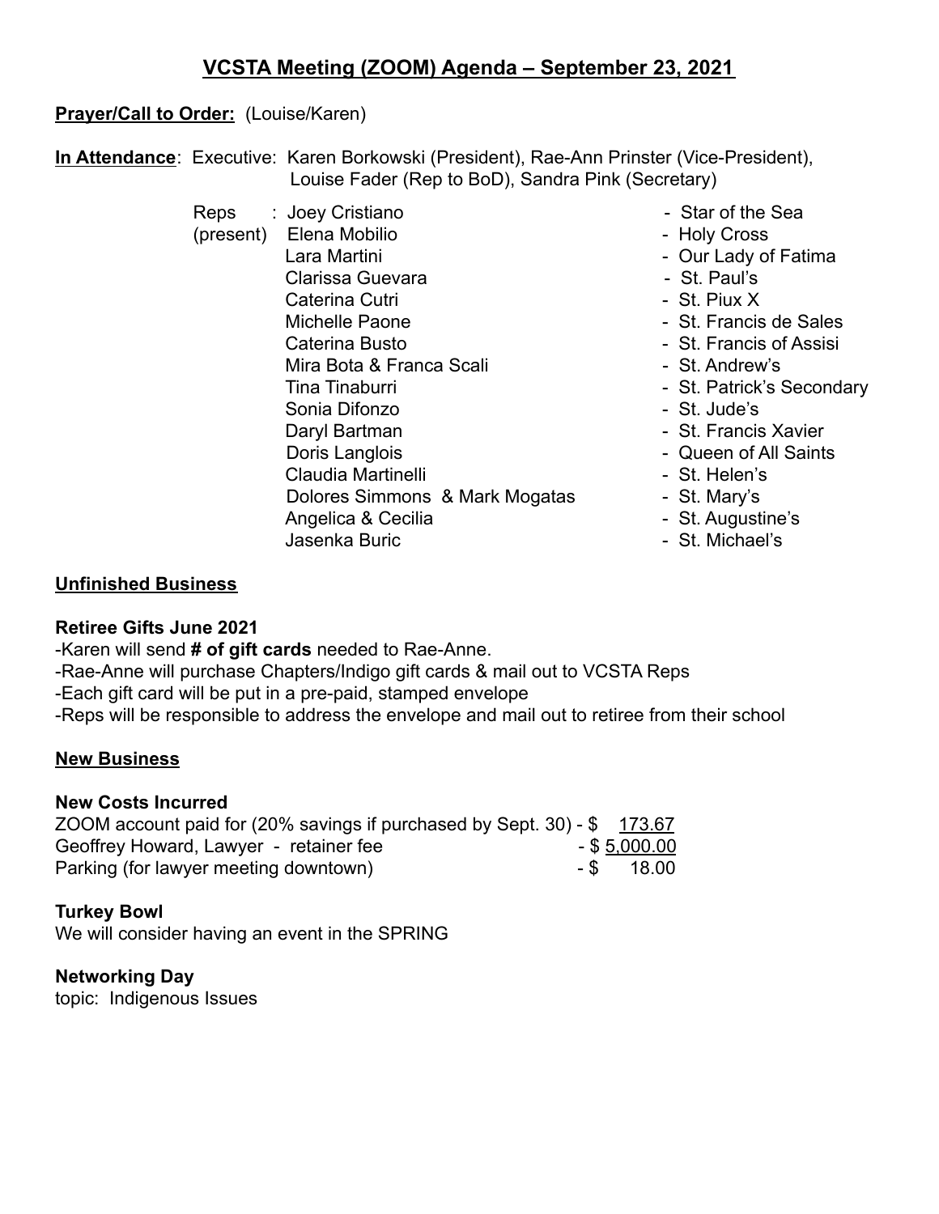# VCSTA Meeting (ZOOM) Agenda – September 23, 2021

**Prayer/Call to Order:** (Louise/Karen)

**In Attendance**: Executive: Karen Borkowski (President), Rae-Ann Prinster (Vice-President), Louise Fader (Rep to BoD), Sandra Pink (Secretary)

Reps (present):

| Name | School |
|---|---|
| Joey Cristiano | Star of the Sea |
| Elena Mobilio | Holy Cross |
| Lara Martini | Our Lady of Fatima |
| Clarissa Guevara | St. Paul's |
| Caterina Cutri | St. Piux X |
| Michelle Paone | St. Francis de Sales |
| Caterina Busto | St. Francis of Assisi |
| Mira Bota & Franca Scali | St. Andrew's |
| Tina Tinaburri | St. Patrick's Secondary |
| Sonia Difonzo | St. Jude's |
| Daryl Bartman | St. Francis Xavier |
| Doris Langlois | Queen of All Saints |
| Claudia Martinelli | St. Helen's |
| Dolores Simmons & Mark Mogatas | St. Mary's |
| Angelica & Cecilia | St. Augustine's |
| Jasenka Buric | St. Michael's |

## Unfinished Business

**Retiree Gifts June 2021**

-Karen will send **# of gift cards** needed to Rae-Anne.
-Rae-Anne will purchase Chapters/Indigo gift cards & mail out to VCSTA Reps
-Each gift card will be put in a pre-paid, stamped envelope
-Reps will be responsible to address the envelope and mail out to retiree from their school

## New Business

**New Costs Incurred**

| Item | Cost |
|---|---|
| ZOOM account paid for (20% savings if purchased by Sept. 30) | $ 173.67 |
| Geoffrey Howard, Lawyer - retainer fee | $ 5,000.00 |
| Parking (for lawyer meeting downtown) | $ 18.00 |

**Turkey Bowl**

We will consider having an event in the SPRING

**Networking Day**

topic: Indigenous Issues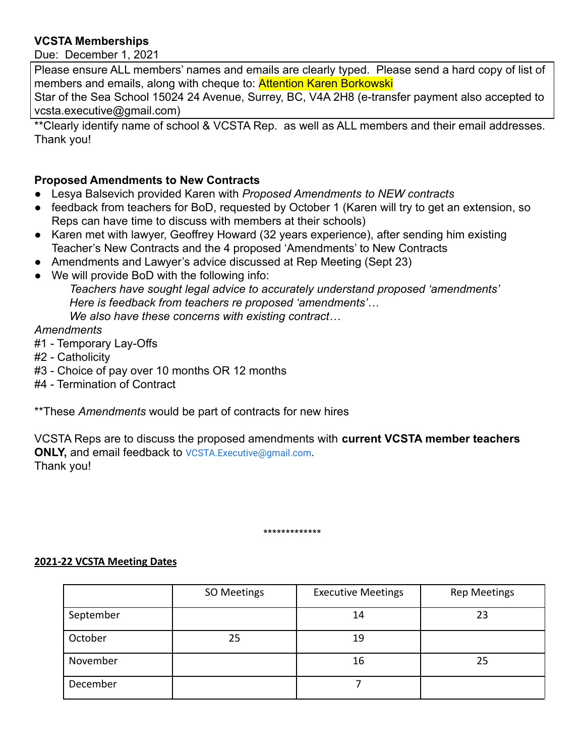**VCSTA Memberships**

Due: December 1, 2021

Please ensure ALL members' names and emails are clearly typed. Please send a hard copy of list of members and emails, along with cheque to: Attention Karen Borkowski
Star of the Sea School 15024 24 Avenue, Surrey, BC, V4A 2H8 (e-transfer payment also accepted to vcsta.executive@gmail.com)

**Clearly identify name of school & VCSTA Rep. as well as ALL members and their email addresses. Thank you!

**Proposed Amendments to New Contracts**

- Lesya Balsevich provided Karen with *Proposed Amendments to NEW contracts*
- feedback from teachers for BoD, requested by October 1 (Karen will try to get an extension, so Reps can have time to discuss with members at their schools)
- Karen met with lawyer, Geoffrey Howard (32 years experience), after sending him existing Teacher's New Contracts and the 4 proposed 'Amendments' to New Contracts
- Amendments and Lawyer's advice discussed at Rep Meeting (Sept 23)
- We will provide BoD with the following info:
  *Teachers have sought legal advice to accurately understand proposed 'amendments'*
  *Here is feedback from teachers re proposed 'amendments'…*
  *We also have these concerns with existing contract…*

*Amendments*

#1 - Temporary Lay-Offs

#2 - Catholicity

#3 - Choice of pay over 10 months OR 12 months

#4 - Termination of Contract

**These *Amendments* would be part of contracts for new hires

VCSTA Reps are to discuss the proposed amendments with **current VCSTA member teachers ONLY,** and email feedback to VCSTA.Executive@gmail.com.
Thank you!

*************

**2021-22 VCSTA Meeting Dates**

| | SO Meetings | Executive Meetings | Rep Meetings |
|---|---|---|---|
| September | | 14 | 23 |
| October | 25 | 19 | |
| November | | 16 | 25 |
| December | | 7 | |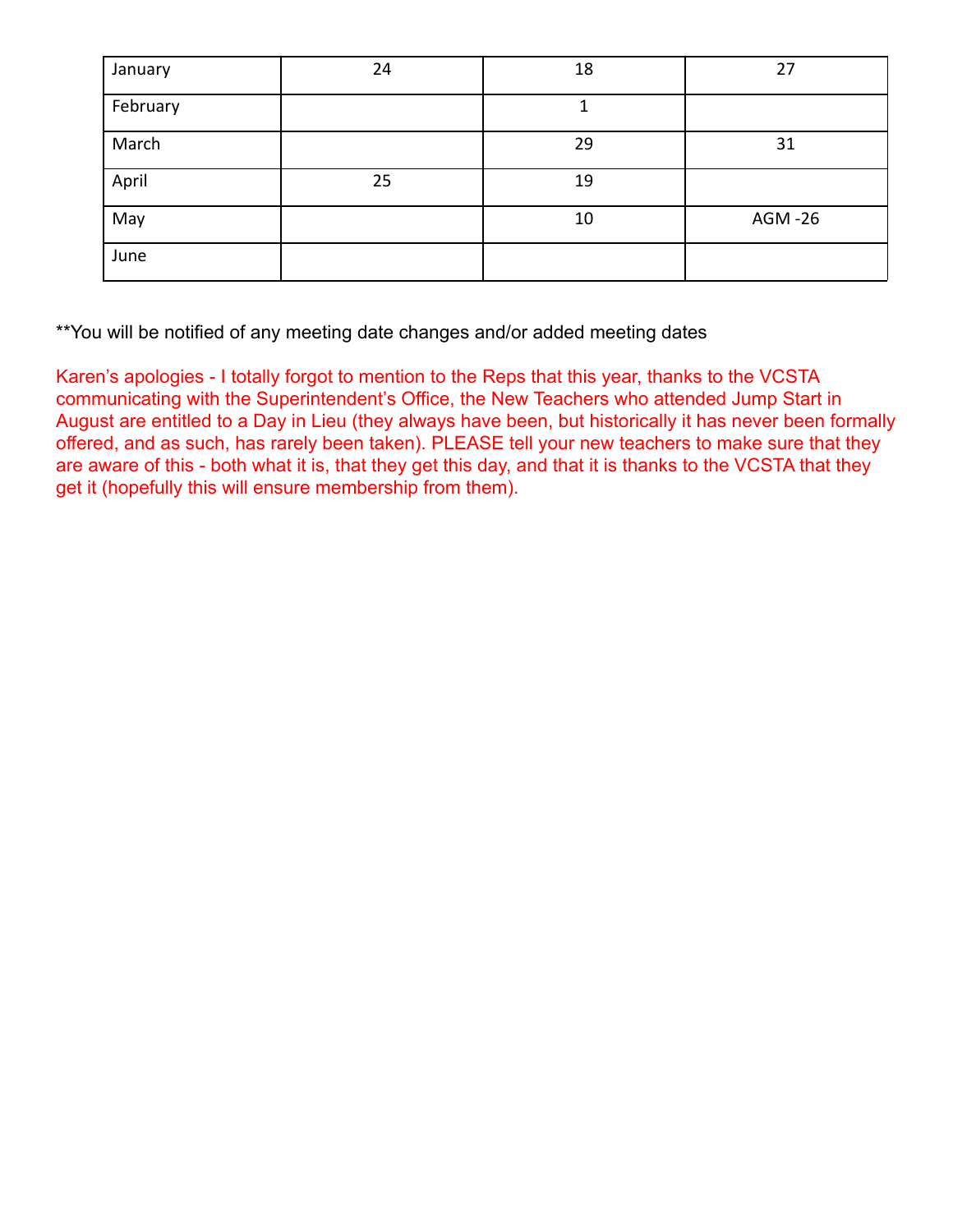| | | | |
|---|---|---|---|
| January | 24 | 18 | 27 |
| February | | 1 | |
| March | | 29 | 31 |
| April | 25 | 19 | |
| May | | 10 | AGM -26 |
| June | | | |

**You will be notified of any meeting date changes and/or added meeting dates

Karen's apologies - I totally forgot to mention to the Reps that this year, thanks to the VCSTA communicating with the Superintendent's Office, the New Teachers who attended Jump Start in August are entitled to a Day in Lieu (they always have been, but historically it has never been formally offered, and as such, has rarely been taken). PLEASE tell your new teachers to make sure that they are aware of this - both what it is, that they get this day, and that it is thanks to the VCSTA that they get it (hopefully this will ensure membership from them).